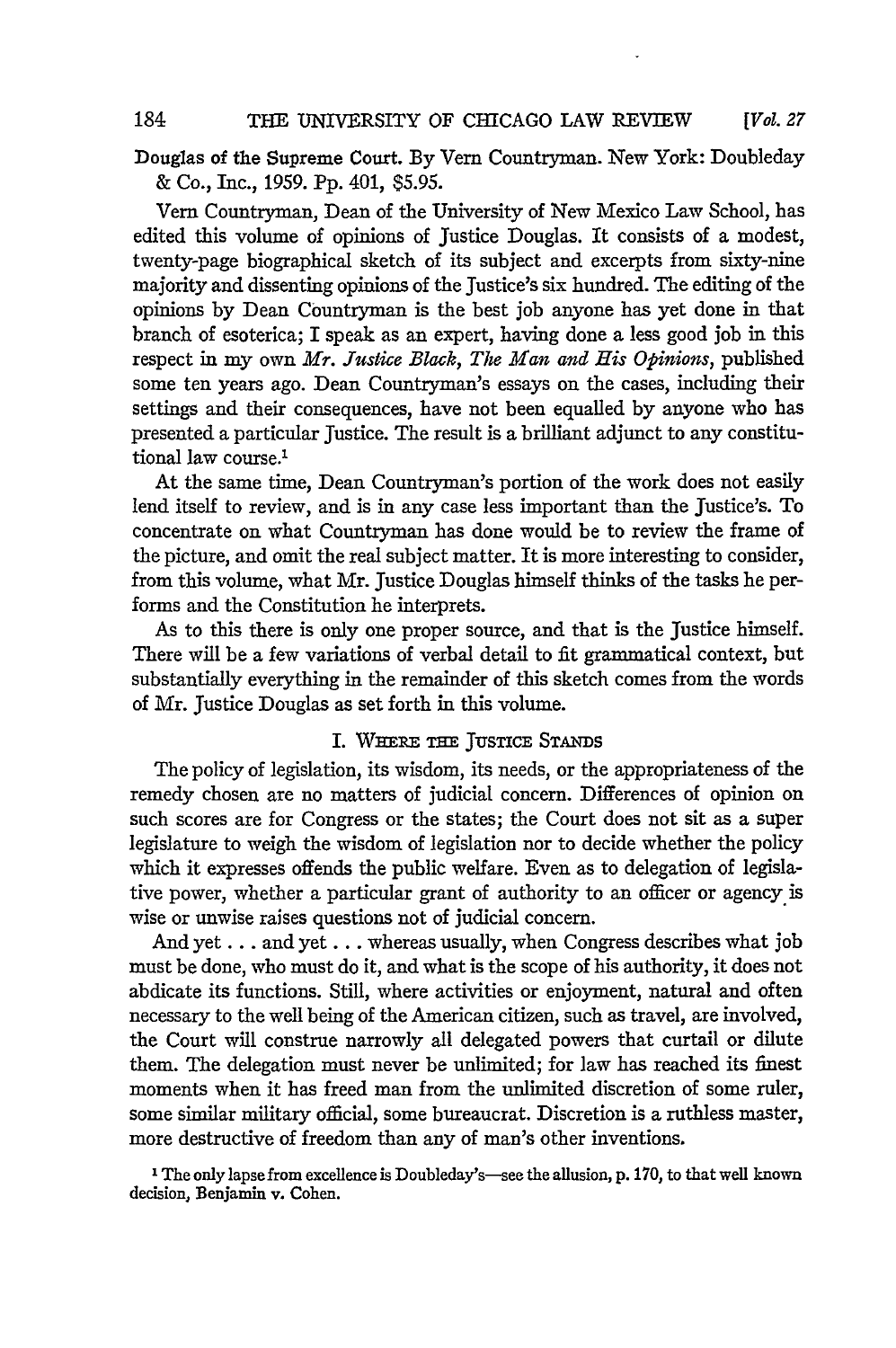Douglas of the Supreme Court. By Vern Countryman. New York: Doubleday & Co., Inc., 1959. Pp. 401, $5.95.

Vern Countryman, Dean of the University of New Mexico Law School, has edited this volume of opinions of Justice Douglas. It consists of a modest, twenty-page biographical sketch of its subject and excerpts from sixty-nine majority and dissenting opinions of the Justice's six hundred. The editing of the opinions by Dean Countryman is the best job anyone has yet done in that branch of esoterica; I speak as an expert, having done a less good job in this respect in my own *Mr. Justice Black, The Man and His Opinions*, published some ten years ago. Dean Countryman's essays on the cases, including their settings and their consequences, have not been equalled by anyone who has presented a particular Justice. The result is a brilliant adjunct to any constitutional law course.[1]

At the same time, Dean Countryman's portion of the work does not easily lend itself to review, and is in any case less important than the Justice's. To concentrate on what Countryman has done would be to review the frame of the picture, and omit the real subject matter. It is more interesting to consider, from this volume, what Mr. Justice Douglas himself thinks of the tasks he performs and the Constitution he interprets.

As to this there is only one proper source, and that is the Justice himself. There will be a few variations of verbal detail to fit grammatical context, but substantially everything in the remainder of this sketch comes from the words of Mr. Justice Douglas as set forth in this volume.

## I. Where the Justice Stands

The policy of legislation, its wisdom, its needs, or the appropriateness of the remedy chosen are no matters of judicial concern. Differences of opinion on such scores are for Congress or the states; the Court does not sit as a super legislature to weigh the wisdom of legislation nor to decide whether the policy which it expresses offends the public welfare. Even as to delegation of legislative power, whether a particular grant of authority to an officer or agency is wise or unwise raises questions not of judicial concern.

And yet . . . and yet . . . whereas usually, when Congress describes what job must be done, who must do it, and what is the scope of his authority, it does not abdicate its functions. Still, where activities or enjoyment, natural and often necessary to the well being of the American citizen, such as travel, are involved, the Court will construe narrowly all delegated powers that curtail or dilute them. The delegation must never be unlimited; for law has reached its finest moments when it has freed man from the unlimited discretion of some ruler, some similar military official, some bureaucrat. Discretion is a ruthless master, more destructive of freedom than any of man's other inventions.

[1] The only lapse from excellence is Doubleday's—see the allusion, p. 170, to that well known decision, Benjamin v. Cohen.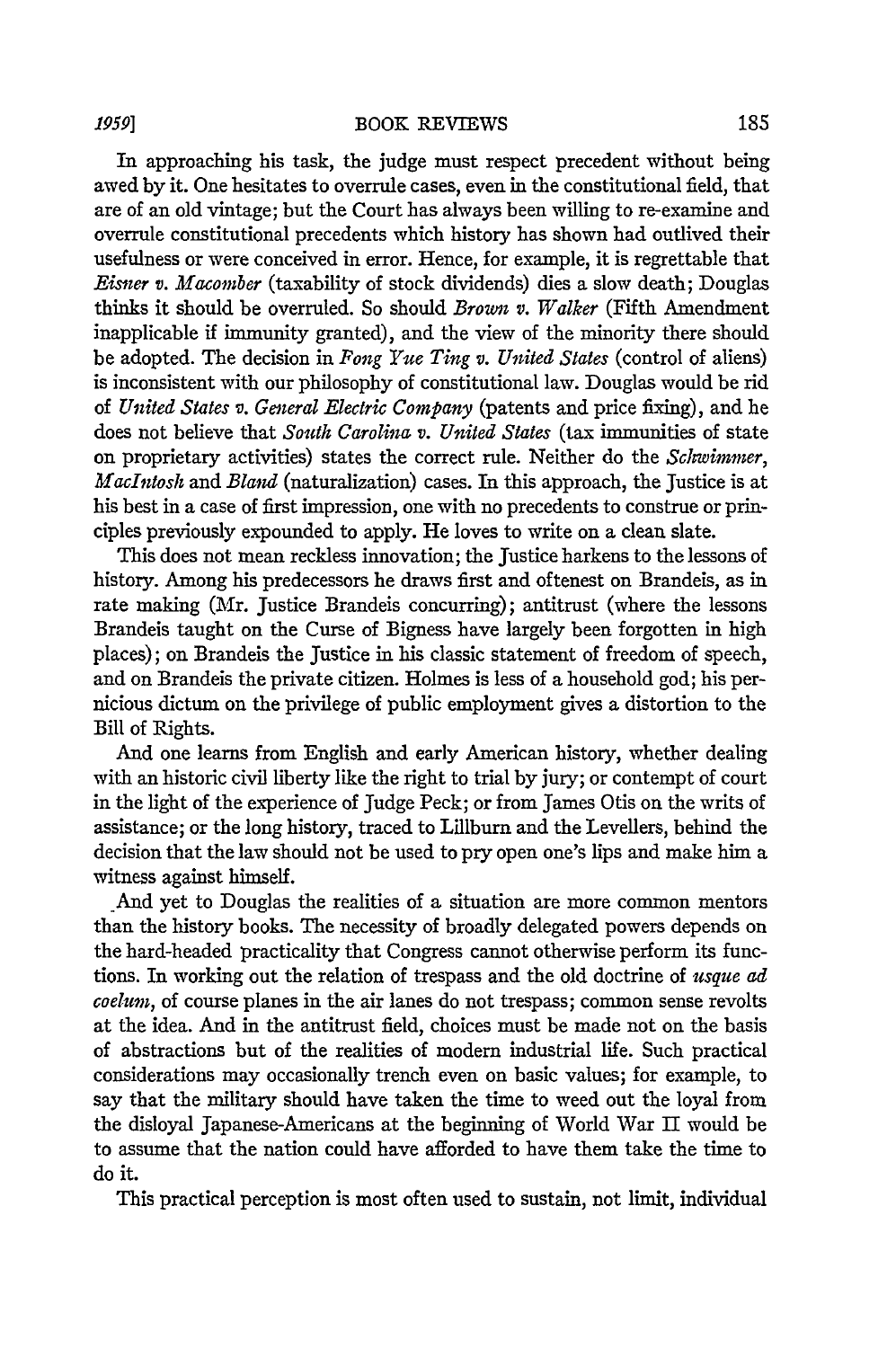In approaching his task, the judge must respect precedent without being awed by it. One hesitates to overrule cases, even in the constitutional field, that are of an old vintage; but the Court has always been willing to re-examine and overrule constitutional precedents which history has shown had outlived their usefulness or were conceived in error. Hence, for example, it is regrettable that *Eisner v. Macomber* (taxability of stock dividends) dies a slow death; Douglas thinks it should be overruled. So should *Brown v. Walker* (Fifth Amendment inapplicable if immunity granted), and the view of the minority there should be adopted. The decision in *Fong Yue Ting v. United States* (control of aliens) is inconsistent with our philosophy of constitutional law. Douglas would be rid of *United States v. General Electric Company* (patents and price fixing), and he does not believe that *South Carolina v. United States* (tax immunities of state on proprietary activities) states the correct rule. Neither do the *Schwimmer, MacIntosh* and *Bland* (naturalization) cases. In this approach, the Justice is at his best in a case of first impression, one with no precedents to construe or principles previously expounded to apply. He loves to write on a clean slate.

This does not mean reckless innovation; the Justice harkens to the lessons of history. Among his predecessors he draws first and oftenest on Brandeis, as in rate making (Mr. Justice Brandeis concurring); antitrust (where the lessons Brandeis taught on the Curse of Bigness have largely been forgotten in high places); on Brandeis the Justice in his classic statement of freedom of speech, and on Brandeis the private citizen. Holmes is less of a household god; his pernicious dictum on the privilege of public employment gives a distortion to the Bill of Rights.

And one learns from English and early American history, whether dealing with an historic civil liberty like the right to trial by jury; or contempt of court in the light of the experience of Judge Peck; or from James Otis on the writs of assistance; or the long history, traced to Lillburn and the Levellers, behind the decision that the law should not be used to pry open one's lips and make him a witness against himself.

And yet to Douglas the realities of a situation are more common mentors than the history books. The necessity of broadly delegated powers depends on the hard-headed practicality that Congress cannot otherwise perform its functions. In working out the relation of trespass and the old doctrine of *usque ad coelum*, of course planes in the air lanes do not trespass; common sense revolts at the idea. And in the antitrust field, choices must be made not on the basis of abstractions but of the realities of modern industrial life. Such practical considerations may occasionally trench even on basic values; for example, to say that the military should have taken the time to weed out the loyal from the disloyal Japanese-Americans at the beginning of World War II would be to assume that the nation could have afforded to have them take the time to do it.

This practical perception is most often used to sustain, not limit, individual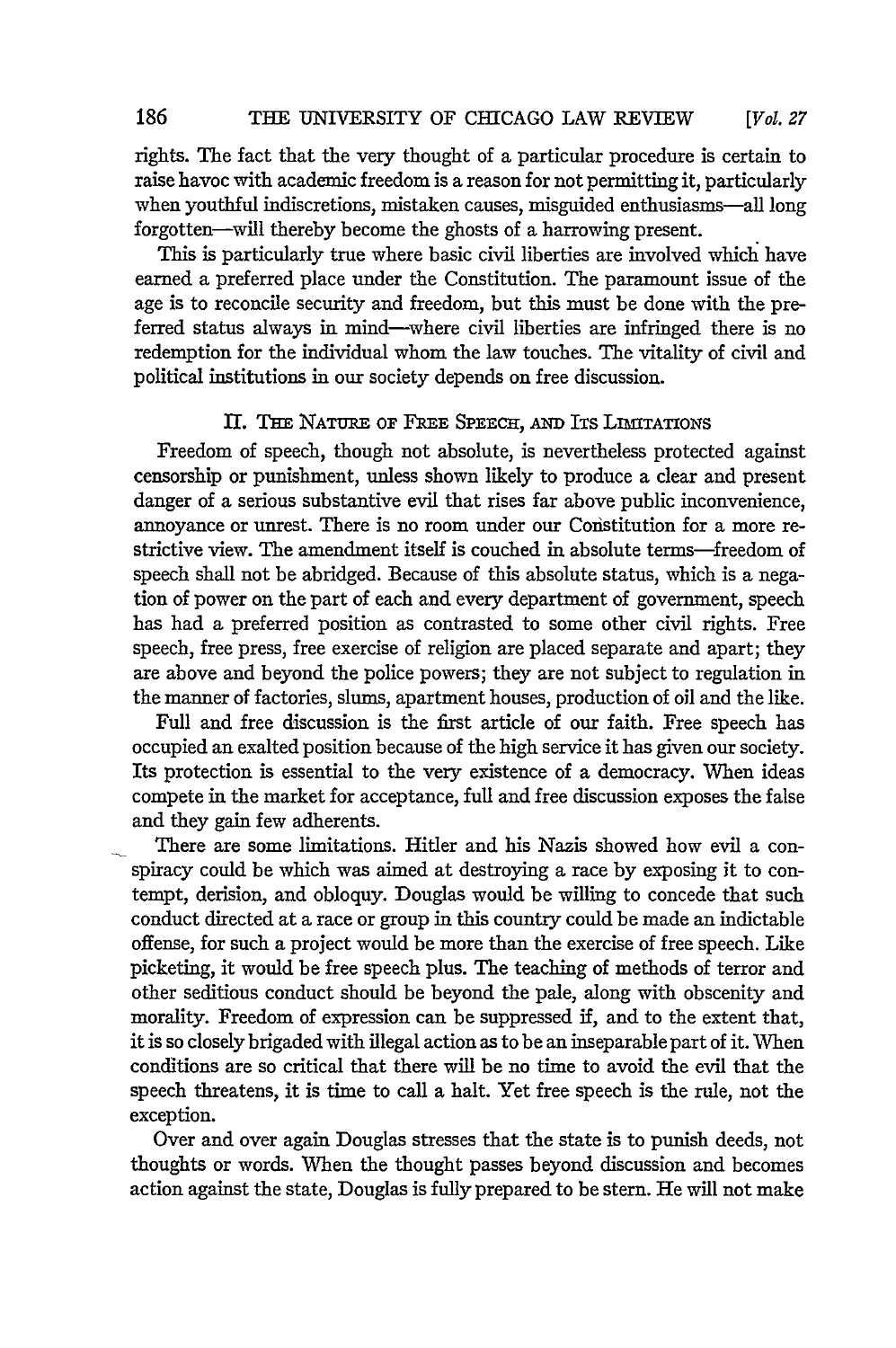rights. The fact that the very thought of a particular procedure is certain to raise havoc with academic freedom is a reason for not permitting it, particularly when youthful indiscretions, mistaken causes, misguided enthusiasms—all long forgotten—will thereby become the ghosts of a harrowing present.

This is particularly true where basic civil liberties are involved which have earned a preferred place under the Constitution. The paramount issue of the age is to reconcile security and freedom, but this must be done with the preferred status always in mind—where civil liberties are infringed there is no redemption for the individual whom the law touches. The vitality of civil and political institutions in our society depends on free discussion.

## II. The Nature of Free Speech, and Its Limitations

Freedom of speech, though not absolute, is nevertheless protected against censorship or punishment, unless shown likely to produce a clear and present danger of a serious substantive evil that rises far above public inconvenience, annoyance or unrest. There is no room under our Constitution for a more restrictive view. The amendment itself is couched in absolute terms—freedom of speech shall not be abridged. Because of this absolute status, which is a negation of power on the part of each and every department of government, speech has had a preferred position as contrasted to some other civil rights. Free speech, free press, free exercise of religion are placed separate and apart; they are above and beyond the police powers; they are not subject to regulation in the manner of factories, slums, apartment houses, production of oil and the like.

Full and free discussion is the first article of our faith. Free speech has occupied an exalted position because of the high service it has given our society. Its protection is essential to the very existence of a democracy. When ideas compete in the market for acceptance, full and free discussion exposes the false and they gain few adherents.

There are some limitations. Hitler and his Nazis showed how evil a conspiracy could be which was aimed at destroying a race by exposing it to contempt, derision, and obloquy. Douglas would be willing to concede that such conduct directed at a race or group in this country could be made an indictable offense, for such a project would be more than the exercise of free speech. Like picketing, it would be free speech plus. The teaching of methods of terror and other seditious conduct should be beyond the pale, along with obscenity and morality. Freedom of expression can be suppressed if, and to the extent that, it is so closely brigaded with illegal action as to be an inseparable part of it. When conditions are so critical that there will be no time to avoid the evil that the speech threatens, it is time to call a halt. Yet free speech is the rule, not the exception.

Over and over again Douglas stresses that the state is to punish deeds, not thoughts or words. When the thought passes beyond discussion and becomes action against the state, Douglas is fully prepared to be stern. He will not make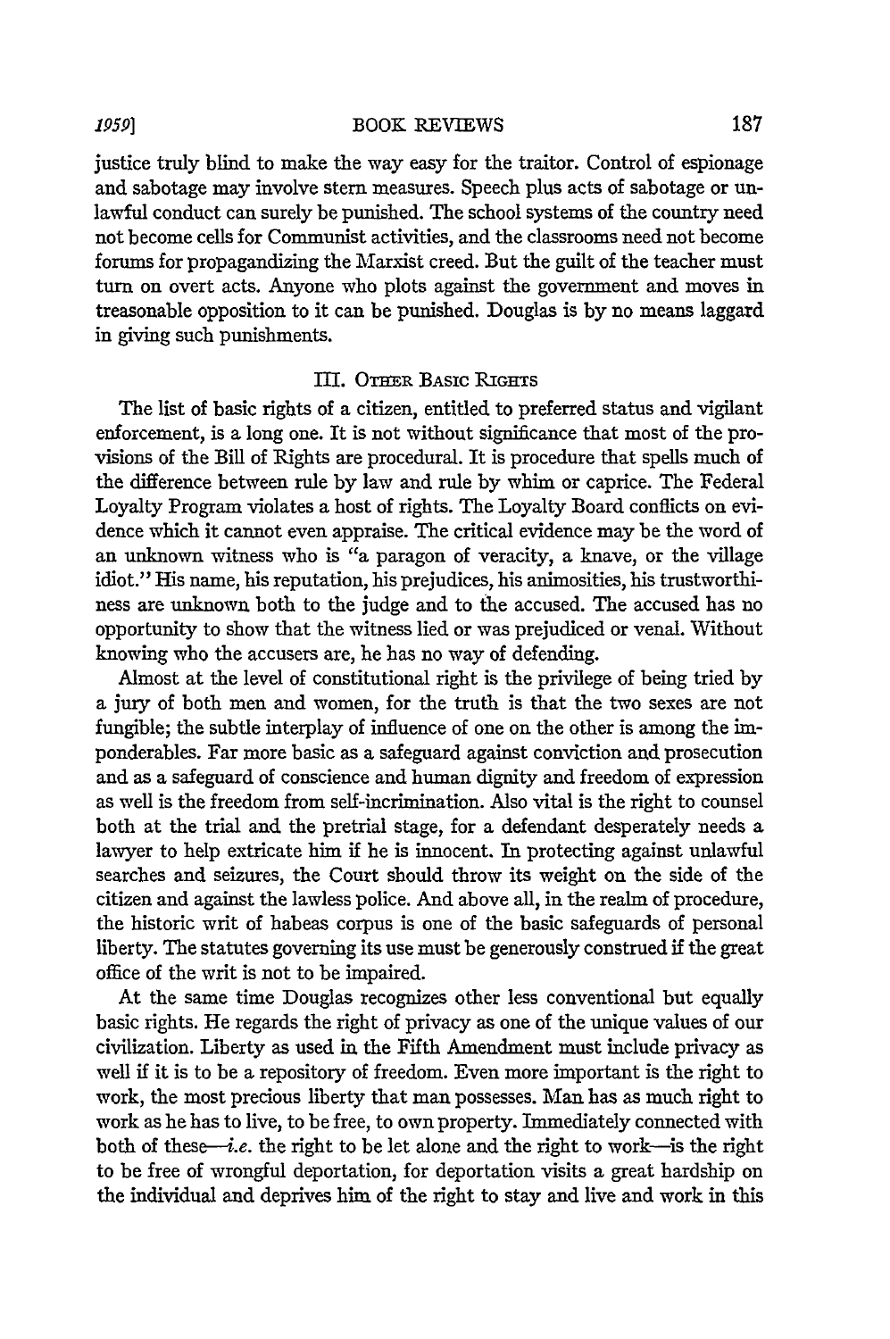justice truly blind to make the way easy for the traitor. Control of espionage and sabotage may involve stern measures. Speech plus acts of sabotage or unlawful conduct can surely be punished. The school systems of the country need not become cells for Communist activities, and the classrooms need not become forums for propagandizing the Marxist creed. But the guilt of the teacher must turn on overt acts. Anyone who plots against the government and moves in treasonable opposition to it can be punished. Douglas is by no means laggard in giving such punishments.

## III. Other Basic Rights

The list of basic rights of a citizen, entitled to preferred status and vigilant enforcement, is a long one. It is not without significance that most of the provisions of the Bill of Rights are procedural. It is procedure that spells much of the difference between rule by law and rule by whim or caprice. The Federal Loyalty Program violates a host of rights. The Loyalty Board conflicts on evidence which it cannot even appraise. The critical evidence may be the word of an unknown witness who is "a paragon of veracity, a knave, or the village idiot." His name, his reputation, his prejudices, his animosities, his trustworthiness are unknown both to the judge and to the accused. The accused has no opportunity to show that the witness lied or was prejudiced or venal. Without knowing who the accusers are, he has no way of defending.

Almost at the level of constitutional right is the privilege of being tried by a jury of both men and women, for the truth is that the two sexes are not fungible; the subtle interplay of influence of one on the other is among the imponderables. Far more basic as a safeguard against conviction and prosecution and as a safeguard of conscience and human dignity and freedom of expression as well is the freedom from self-incrimination. Also vital is the right to counsel both at the trial and the pretrial stage, for a defendant desperately needs a lawyer to help extricate him if he is innocent. In protecting against unlawful searches and seizures, the Court should throw its weight on the side of the citizen and against the lawless police. And above all, in the realm of procedure, the historic writ of habeas corpus is one of the basic safeguards of personal liberty. The statutes governing its use must be generously construed if the great office of the writ is not to be impaired.

At the same time Douglas recognizes other less conventional but equally basic rights. He regards the right of privacy as one of the unique values of our civilization. Liberty as used in the Fifth Amendment must include privacy as well if it is to be a repository of freedom. Even more important is the right to work, the most precious liberty that man possesses. Man has as much right to work as he has to live, to be free, to own property. Immediately connected with both of these—*i.e.* the right to be let alone and the right to work—is the right to be free of wrongful deportation, for deportation visits a great hardship on the individual and deprives him of the right to stay and live and work in this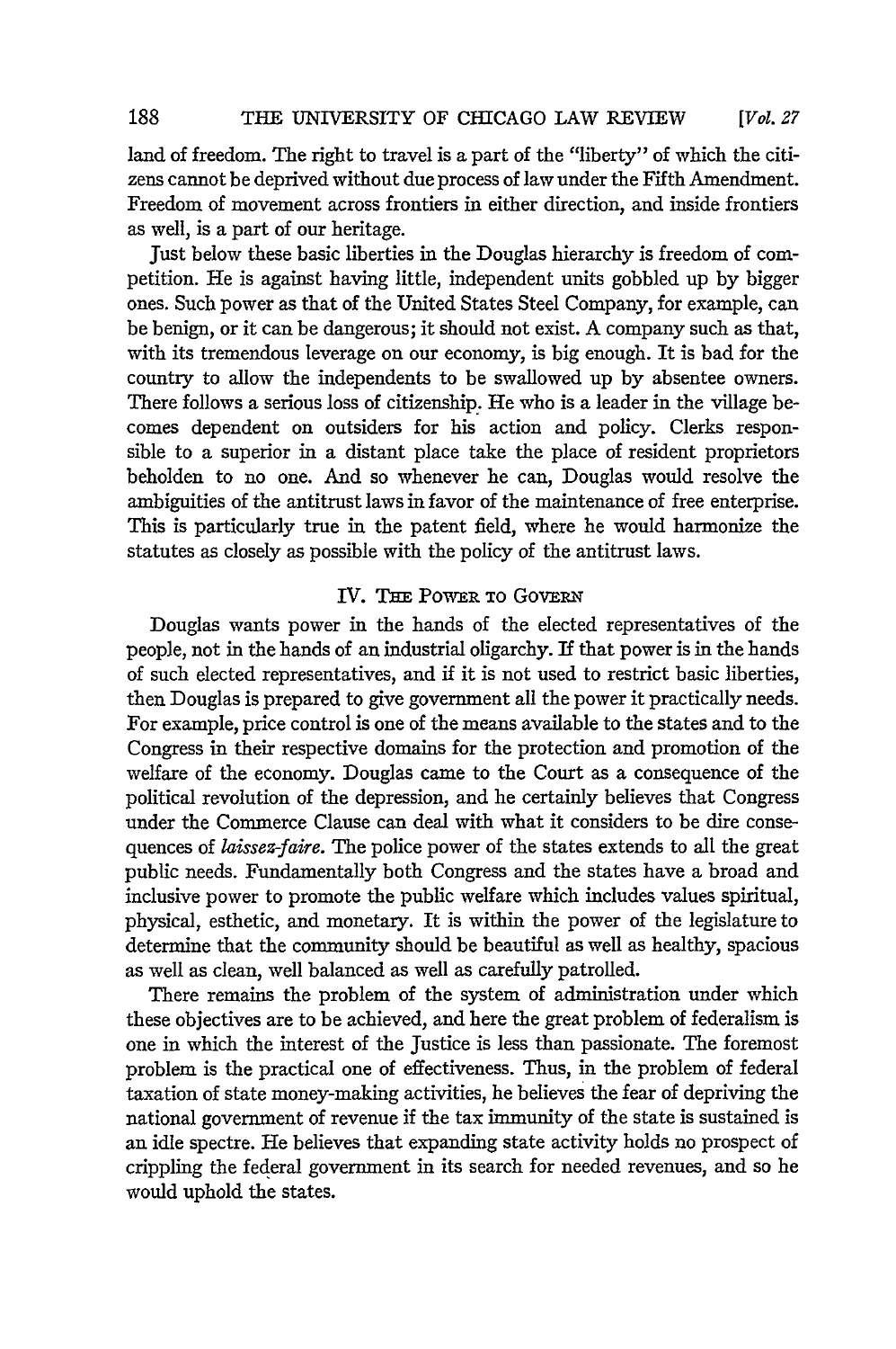land of freedom. The right to travel is a part of the "liberty" of which the citizens cannot be deprived without due process of law under the Fifth Amendment. Freedom of movement across frontiers in either direction, and inside frontiers as well, is a part of our heritage.

Just below these basic liberties in the Douglas hierarchy is freedom of competition. He is against having little, independent units gobbled up by bigger ones. Such power as that of the United States Steel Company, for example, can be benign, or it can be dangerous; it should not exist. A company such as that, with its tremendous leverage on our economy, is big enough. It is bad for the country to allow the independents to be swallowed up by absentee owners. There follows a serious loss of citizenship. He who is a leader in the village becomes dependent on outsiders for his action and policy. Clerks responsible to a superior in a distant place take the place of resident proprietors beholden to no one. And so whenever he can, Douglas would resolve the ambiguities of the antitrust laws in favor of the maintenance of free enterprise. This is particularly true in the patent field, where he would harmonize the statutes as closely as possible with the policy of the antitrust laws.

## IV. The Power to Govern

Douglas wants power in the hands of the elected representatives of the people, not in the hands of an industrial oligarchy. If that power is in the hands of such elected representatives, and if it is not used to restrict basic liberties, then Douglas is prepared to give government all the power it practically needs. For example, price control is one of the means available to the states and to the Congress in their respective domains for the protection and promotion of the welfare of the economy. Douglas came to the Court as a consequence of the political revolution of the depression, and he certainly believes that Congress under the Commerce Clause can deal with what it considers to be dire consequences of *laissez-faire*. The police power of the states extends to all the great public needs. Fundamentally both Congress and the states have a broad and inclusive power to promote the public welfare which includes values spiritual, physical, esthetic, and monetary. It is within the power of the legislature to determine that the community should be beautiful as well as healthy, spacious as well as clean, well balanced as well as carefully patrolled.

There remains the problem of the system of administration under which these objectives are to be achieved, and here the great problem of federalism is one in which the interest of the Justice is less than passionate. The foremost problem is the practical one of effectiveness. Thus, in the problem of federal taxation of state money-making activities, he believes the fear of depriving the national government of revenue if the tax immunity of the state is sustained is an idle spectre. He believes that expanding state activity holds no prospect of crippling the federal government in its search for needed revenues, and so he would uphold the states.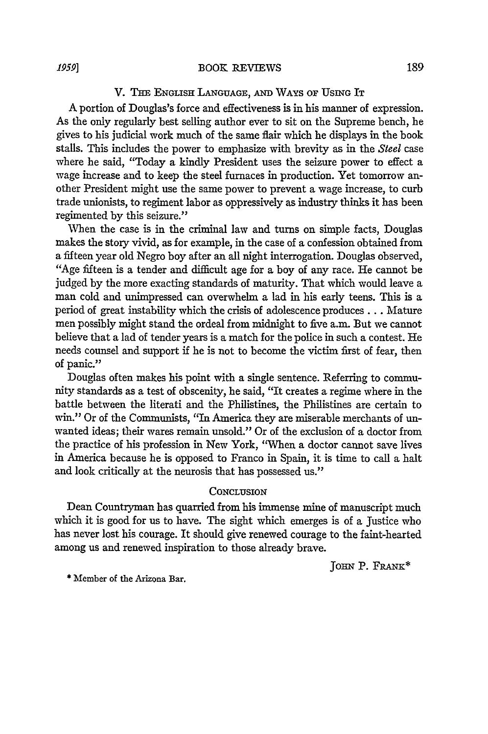### V. The English Language, and Ways of Using It

A portion of Douglas's force and effectiveness is in his manner of expression. As the only regularly best selling author ever to sit on the Supreme bench, he gives to his judicial work much of the same flair which he displays in the book stalls. This includes the power to emphasize with brevity as in the *Steel* case where he said, "Today a kindly President uses the seizure power to effect a wage increase and to keep the steel furnaces in production. Yet tomorrow another President might use the same power to prevent a wage increase, to curb trade unionists, to regiment labor as oppressively as industry thinks it has been regimented by this seizure."

When the case is in the criminal law and turns on simple facts, Douglas makes the story vivid, as for example, in the case of a confession obtained from a fifteen year old Negro boy after an all night interrogation. Douglas observed, "Age fifteen is a tender and difficult age for a boy of any race. He cannot be judged by the more exacting standards of maturity. That which would leave a man cold and unimpressed can overwhelm a lad in his early teens. This is a period of great instability which the crisis of adolescence produces . . . Mature men possibly might stand the ordeal from midnight to five a.m. But we cannot believe that a lad of tender years is a match for the police in such a contest. He needs counsel and support if he is not to become the victim first of fear, then of panic."

Douglas often makes his point with a single sentence. Referring to community standards as a test of obscenity, he said, "It creates a regime where in the battle between the literati and the Philistines, the Philistines are certain to win." Or of the Communists, "In America they are miserable merchants of unwanted ideas; their wares remain unsold." Or of the exclusion of a doctor from the practice of his profession in New York, "When a doctor cannot save lives in America because he is opposed to Franco in Spain, it is time to call a halt and look critically at the neurosis that has possessed us."

### Conclusion

Dean Countryman has quarried from his immense mine of manuscript much which it is good for us to have. The sight which emerges is of a Justice who has never lost his courage. It should give renewed courage to the faint-hearted among us and renewed inspiration to those already brave.

John P. Frank*

* Member of the Arizona Bar.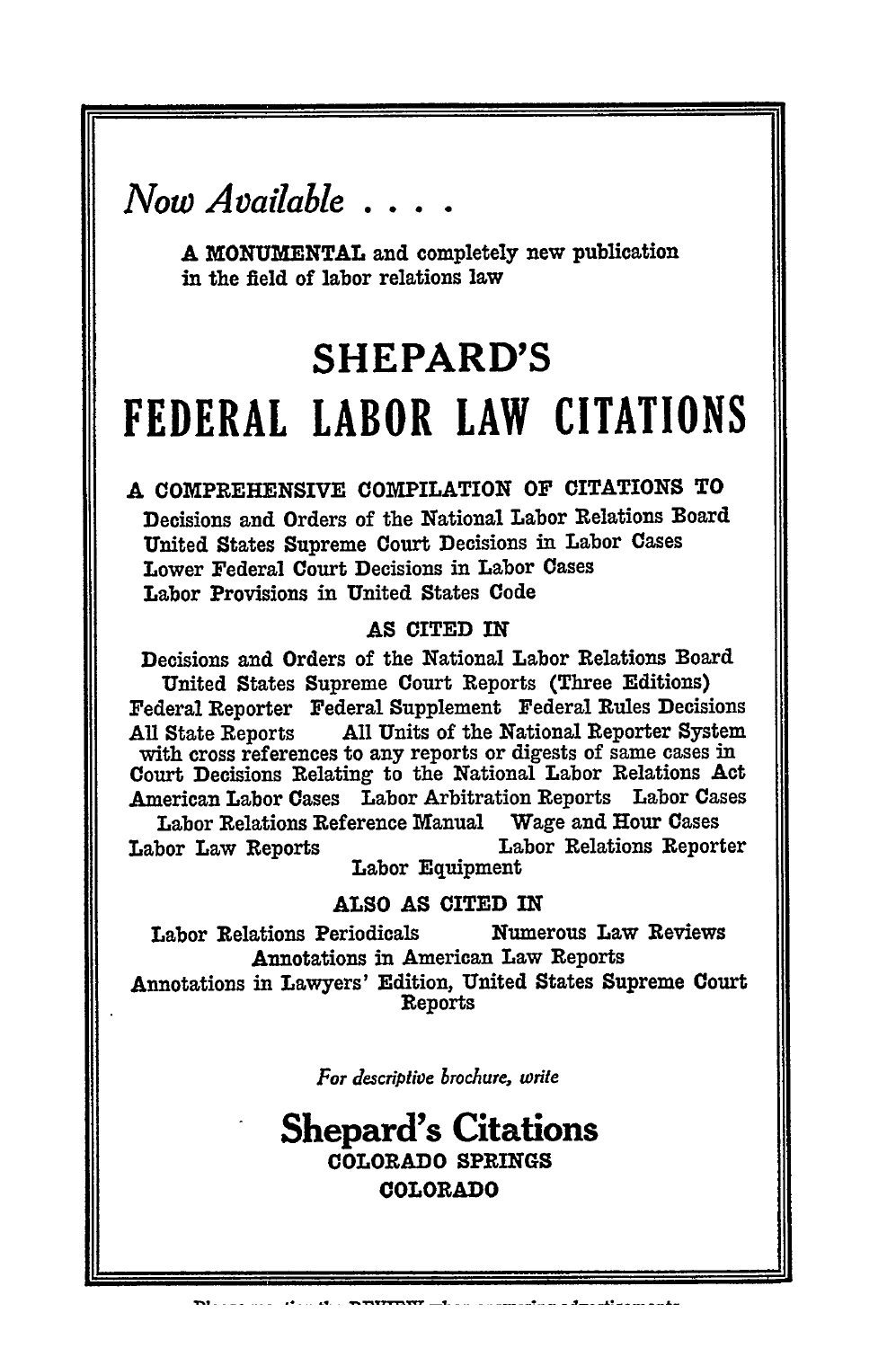*Now Available . . . .*

A MONUMENTAL and completely new publication in the field of labor relations law

# SHEPARD'S

# FEDERAL LABOR LAW CITATIONS

A COMPREHENSIVE COMPILATION OF CITATIONS TO

Decisions and Orders of the National Labor Relations Board
United States Supreme Court Decisions in Labor Cases
Lower Federal Court Decisions in Labor Cases
Labor Provisions in United States Code

AS CITED IN

Decisions and Orders of the National Labor Relations Board
United States Supreme Court Reports (Three Editions)
Federal Reporter Federal Supplement Federal Rules Decisions
All State Reports All Units of the National Reporter System
with cross references to any reports or digests of same cases in
Court Decisions Relating to the National Labor Relations Act
American Labor Cases Labor Arbitration Reports Labor Cases
Labor Relations Reference Manual Wage and Hour Cases
Labor Law Reports Labor Relations Reporter
Labor Equipment

ALSO AS CITED IN

Labor Relations Periodicals Numerous Law Reviews
Annotations in American Law Reports
Annotations in Lawyers' Edition, United States Supreme Court Reports

*For descriptive brochure, write*

**Shepard's Citations**
COLORADO SPRINGS
COLORADO